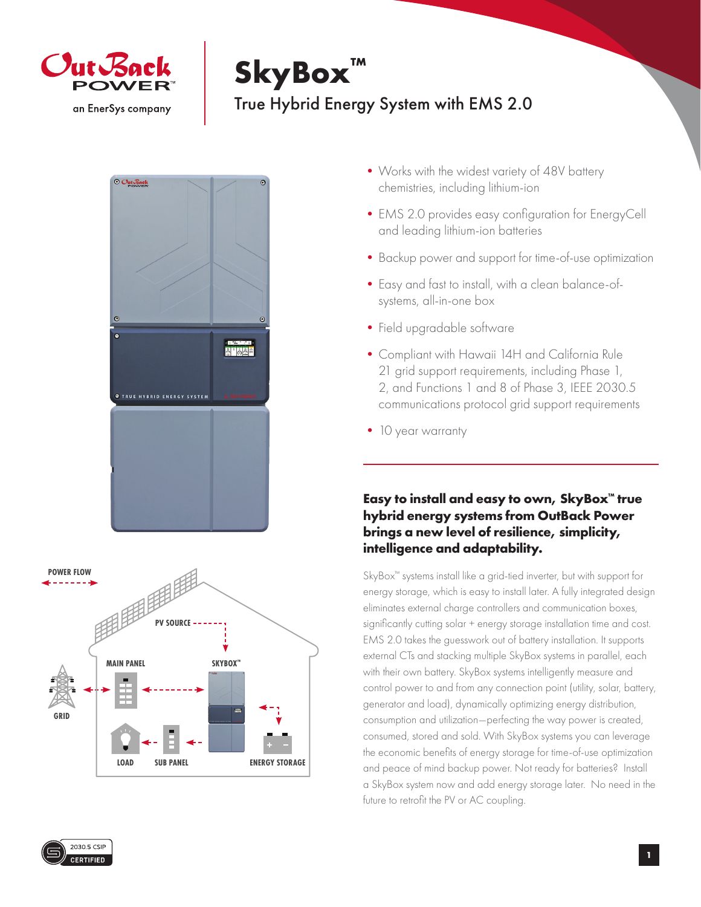OutBack POWER

an EnerSys company

# SkyBox™

## True Hybrid Energy System with EMS 2.0

- Works with the widest variety of 48V battery chemistries, including lithium-ion
- EMS 2.0 provides easy configuration for EnergyCell and leading lithium-ion batteries
- Backup power and support for time-of-use optimization
- Easy and fast to install, with a clean balance-of-systems, all-in-one box
- Field upgradable software
- Compliant with Hawaii 14H and California Rule 21 grid support requirements, including Phase 1, 2, and Functions 1 and 8 of Phase 3, IEEE 2030.5 communications protocol grid support requirements
- 10 year warranty

POWER FLOW

PV SOURCE

MAIN PANEL

SKYBOX™

GRID

LOAD

SUB PANEL

ENERGY STORAGE

### Easy to install and easy to own, SkyBox™ true hybrid energy systems from OutBack Power brings a new level of resilience, simplicity, intelligence and adaptability.

SkyBox™ systems install like a grid-tied inverter, but with support for energy storage, which is easy to install later. A fully integrated design eliminates external charge controllers and communication boxes, significantly cutting solar + energy storage installation time and cost. EMS 2.0 takes the guesswork out of battery installation. It supports external CTs and stacking multiple SkyBox systems in parallel, each with their own battery. SkyBox systems intelligently measure and control power to and from any connection point (utility, solar, battery, generator and load), dynamically optimizing energy distribution, consumption and utilization—perfecting the way power is created, consumed, stored and sold. With SkyBox systems you can leverage the economic benefits of energy storage for time-of-use optimization and peace of mind backup power. Not ready for batteries? Install a SkyBox system now and add energy storage later. No need in the future to retrofit the PV or AC coupling.

2030.5 CSIP CERTIFIED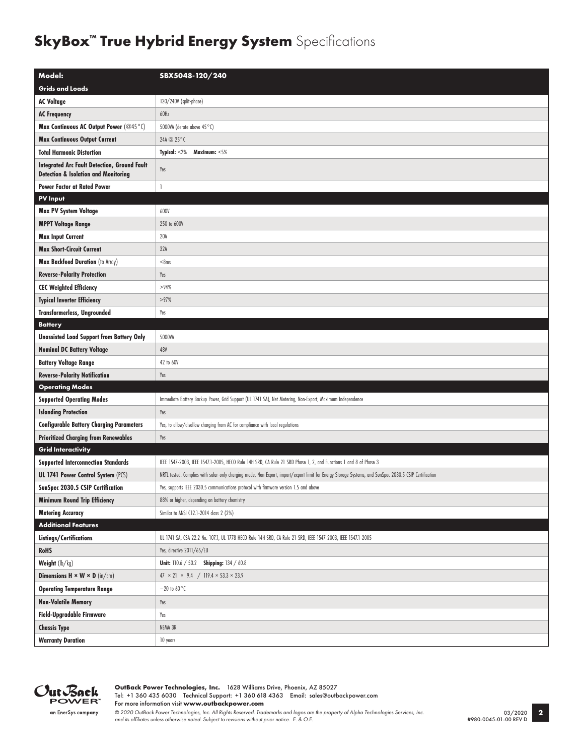# SkyBox™ True Hybrid Energy System Specifications

| Model: | SBX5048-120/240 |
| --- | --- |
| **Grids and Loads** | |
| **AC Voltage** | 120/240V (split-phase) |
| **AC Frequency** | 60Hz |
| **Max Continuous AC Output Power** (@45°C) | 5000VA (derate above 45°C) |
| **Max Continuous Output Current** | 24A @ 25°C |
| **Total Harmonic Distortion** | **Typical:** <2% **Maximum:** <5% |
| **Integrated Arc Fault Detection, Ground Fault Detection & Isolation and Monitoring** | Yes |
| **Power Factor at Rated Power** | 1 |
| **PV Input** | |
| **Max PV System Voltage** | 600V |
| **MPPT Voltage Range** | 250 to 600V |
| **Max Input Current** | 20A |
| **Max Short-Circuit Current** | 32A |
| **Max Backfeed Duration** (to Array) | <8ms |
| **Reverse-Polarity Protection** | Yes |
| **CEC Weighted Efficiency** | >94% |
| **Typical Inverter Efficiency** | >97% |
| **Transformerless, Ungrounded** | Yes |
| **Battery** | |
| **Unassisted Load Support from Battery Only** | 5000VA |
| **Nominal DC Battery Voltage** | 48V |
| **Battery Voltage Range** | 42 to 60V |
| **Reverse-Polarity Notification** | Yes |
| **Operating Modes** | |
| **Supported Operating Modes** | Immediate Battery Backup Power, Grid Support (UL 1741 SA), Net Metering, Non-Export, Maximum Independence |
| **Islanding Protection** | Yes |
| **Configurable Battery Charging Parameters** | Yes, to allow/disallow charging from AC for compliance with local regulations |
| **Prioritized Charging from Renewables** | Yes |
| **Grid Interactivity** | |
| **Supported Interconnection Standards** | IEEE 1547-2003, IEEE 1547.1-2005, HECO Rule 14H SRD, CA Rule 21 SRD Phase 1, 2, and Functions 1 and 8 of Phase 3 |
| **UL 1741 Power Control System** (PCS) | NRTL tested. Complies with solar-only charging mode, Non-Export, import/export limit for Energy Storage Systems, and SunSpec 2030.5 CSIP Certification |
| **SunSpec 2030.5 CSIP Certification** | Yes, supports IEEE 2030.5 communications protocol with firmware version 1.5 and above |
| **Minimum Round Trip Efficiency** | 88% or higher, depending on battery chemistry |
| **Metering Accuracy** | Similar to ANSI C12.1-2014 class 2 (2%) |
| **Additional Features** | |
| **Listings/Certifications** | UL 1741 SA, CSA 22.2 No. 107.1, UL 1778 HECO Rule 14H SRD, CA Rule 21 SRD, IEEE 1547-2003, IEEE 1547.1-2005 |
| **RoHS** | Yes, directive 2011/65/EU |
| **Weight** (lb/kg) | **Unit:** 110.6 / 50.2 **Shipping:** 134 / 60.8 |
| **Dimensions H × W × D** (in/cm) | 47 × 21 × 9.4 / 119.4 × 53.3 × 23.9 |
| **Operating Temperature Range** | −20 to 60°C |
| **Non-Volatile Memory** | Yes |
| **Field-Upgradable Firmware** | Yes |
| **Chassis Type** | NEMA 3R |
| **Warranty Duration** | 10 years |

**OutBack Power Technologies, Inc.** 1628 Williams Drive, Phoenix, AZ 85027
Tel: +1 360 435 6030 Technical Support: +1 360 618 4363 Email: sales@outbackpower.com
For more information visit **www.outbackpower.com**

*© 2020 OutBack Power Technologies, Inc. All Rights Reserved. Trademarks and logos are the property of Alpha Technologies Services, Inc. and its affiliates unless otherwise noted. Subject to revisions without prior notice. E. & O.E.*

an EnerSys company

03/2020
#980-0045-01-00 REV D